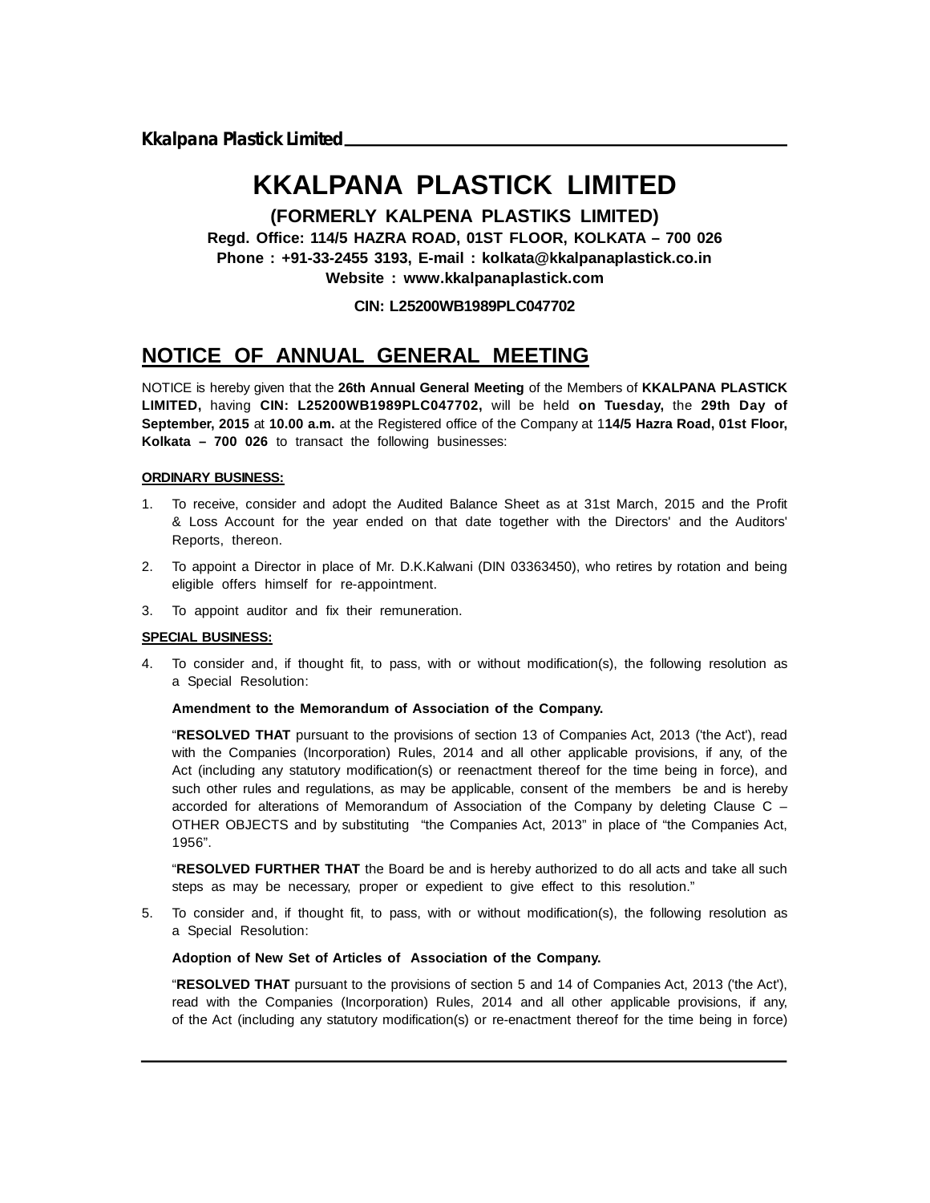# KKALPANA PLASTICK LIMITED

**(FORMERLY KALPENA PLASTIKS LIMITED)**

**Regd. Office: 114/5 HAZRA ROAD, 01ST FLOOR, KOLKATA – 700 026**

**Phone : +91-33-2455 3193, E-mail : kolkata@kkalpanaplastick.co.in**

**Website : www.kkalpanaplastick.com**

**CIN: L25200WB1989PLC047702**

## NOTICE OF ANNUAL GENERAL MEETING

NOTICE is hereby given that the **26th Annual General Meeting** of the Members of **KKALPANA PLASTICK LIMITED,** having **CIN: L25200WB1989PLC047702,** will be held **on Tuesday,** the **29th Day of September, 2015** at **10.00 a.m.** at the Registered office of the Company at 1**14/5 Hazra Road, 01st Floor, Kolkata – 700 026** to transact the following businesses:

**ORDINARY BUSINESS:**

1. To receive, consider and adopt the Audited Balance Sheet as at 31st March, 2015 and the Profit & Loss Account for the year ended on that date together with the Directors' and the Auditors' Reports, thereon.
2. To appoint a Director in place of Mr. D.K.Kalwani (DIN 03363450), who retires by rotation and being eligible offers himself for re-appointment.
3. To appoint auditor and fix their remuneration.

**SPECIAL BUSINESS:**

4. To consider and, if thought fit, to pass, with or without modification(s), the following resolution as a Special Resolution:

   **Amendment to the Memorandum of Association of the Company.**

   "**RESOLVED THAT** pursuant to the provisions of section 13 of Companies Act, 2013 ('the Act'), read with the Companies (Incorporation) Rules, 2014 and all other applicable provisions, if any, of the Act (including any statutory modification(s) or reenactment thereof for the time being in force), and such other rules and regulations, as may be applicable, consent of the members be and is hereby accorded for alterations of Memorandum of Association of the Company by deleting Clause C – OTHER OBJECTS and by substituting "the Companies Act, 2013" in place of "the Companies Act, 1956".

   "**RESOLVED FURTHER THAT** the Board be and is hereby authorized to do all acts and take all such steps as may be necessary, proper or expedient to give effect to this resolution."

5. To consider and, if thought fit, to pass, with or without modification(s), the following resolution as a Special Resolution:

   **Adoption of New Set of Articles of Association of the Company.**

   "**RESOLVED THAT** pursuant to the provisions of section 5 and 14 of Companies Act, 2013 ('the Act'), read with the Companies (Incorporation) Rules, 2014 and all other applicable provisions, if any, of the Act (including any statutory modification(s) or re-enactment thereof for the time being in force)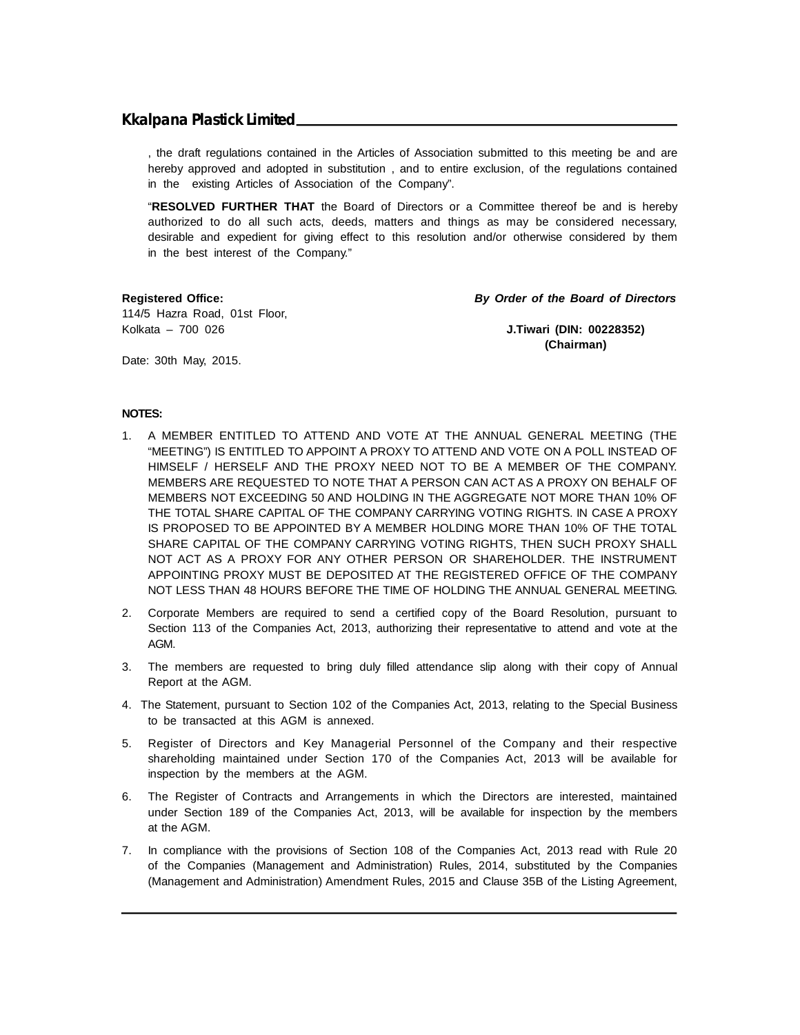, the draft regulations contained in the Articles of Association submitted to this meeting be and are hereby approved and adopted in substitution , and to entire exclusion, of the regulations contained in the existing Articles of Association of the Company".

"**RESOLVED FURTHER THAT** the Board of Directors or a Committee thereof be and is hereby authorized to do all such acts, deeds, matters and things as may be considered necessary, desirable and expedient for giving effect to this resolution and/or otherwise considered by them in the best interest of the Company."

**Registered Office:**
114/5 Hazra Road, 01st Floor,
Kolkata – 700 026

Date: 30th May, 2015.

***By Order of the Board of Directors***

**J.Tiwari (DIN: 00228352)**
**(Chairman)**

**NOTES:**

1. A MEMBER ENTITLED TO ATTEND AND VOTE AT THE ANNUAL GENERAL MEETING (THE "MEETING") IS ENTITLED TO APPOINT A PROXY TO ATTEND AND VOTE ON A POLL INSTEAD OF HIMSELF / HERSELF AND THE PROXY NEED NOT TO BE A MEMBER OF THE COMPANY. MEMBERS ARE REQUESTED TO NOTE THAT A PERSON CAN ACT AS A PROXY ON BEHALF OF MEMBERS NOT EXCEEDING 50 AND HOLDING IN THE AGGREGATE NOT MORE THAN 10% OF THE TOTAL SHARE CAPITAL OF THE COMPANY CARRYING VOTING RIGHTS. IN CASE A PROXY IS PROPOSED TO BE APPOINTED BY A MEMBER HOLDING MORE THAN 10% OF THE TOTAL SHARE CAPITAL OF THE COMPANY CARRYING VOTING RIGHTS, THEN SUCH PROXY SHALL NOT ACT AS A PROXY FOR ANY OTHER PERSON OR SHAREHOLDER. THE INSTRUMENT APPOINTING PROXY MUST BE DEPOSITED AT THE REGISTERED OFFICE OF THE COMPANY NOT LESS THAN 48 HOURS BEFORE THE TIME OF HOLDING THE ANNUAL GENERAL MEETING.

2. Corporate Members are required to send a certified copy of the Board Resolution, pursuant to Section 113 of the Companies Act, 2013, authorizing their representative to attend and vote at the AGM.

3. The members are requested to bring duly filled attendance slip along with their copy of Annual Report at the AGM.

4. The Statement, pursuant to Section 102 of the Companies Act, 2013, relating to the Special Business to be transacted at this AGM is annexed.

5. Register of Directors and Key Managerial Personnel of the Company and their respective shareholding maintained under Section 170 of the Companies Act, 2013 will be available for inspection by the members at the AGM.

6. The Register of Contracts and Arrangements in which the Directors are interested, maintained under Section 189 of the Companies Act, 2013, will be available for inspection by the members at the AGM.

7. In compliance with the provisions of Section 108 of the Companies Act, 2013 read with Rule 20 of the Companies (Management and Administration) Rules, 2014, substituted by the Companies (Management and Administration) Amendment Rules, 2015 and Clause 35B of the Listing Agreement,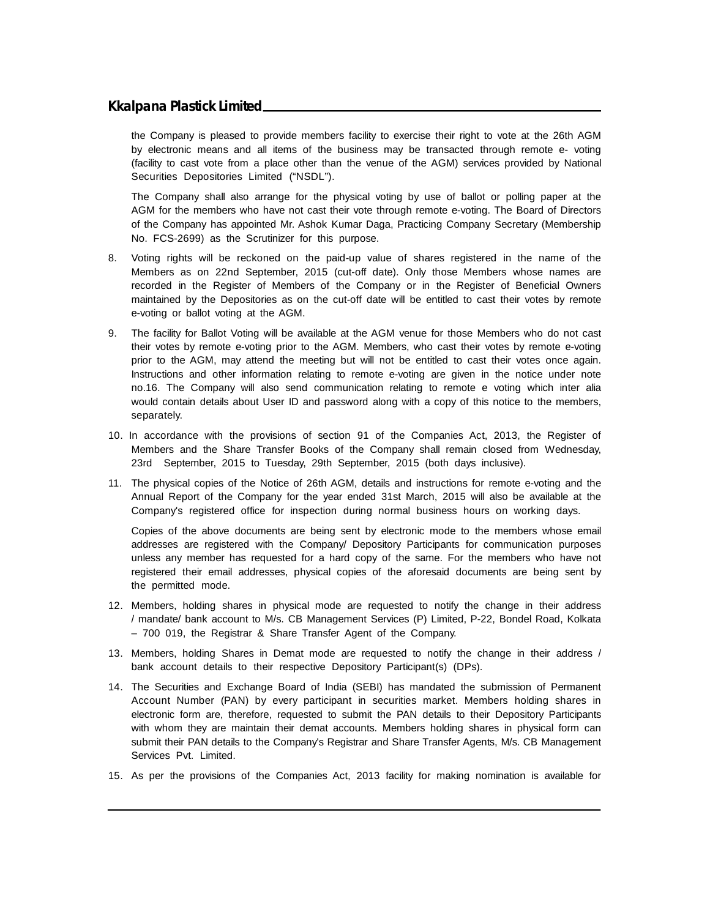the Company is pleased to provide members facility to exercise their right to vote at the 26th AGM by electronic means and all items of the business may be transacted through remote e- voting (facility to cast vote from a place other than the venue of the AGM) services provided by National Securities Depositories Limited (“NSDL”).

The Company shall also arrange for the physical voting by use of ballot or polling paper at the AGM for the members who have not cast their vote through remote e-voting. The Board of Directors of the Company has appointed Mr. Ashok Kumar Daga, Practicing Company Secretary (Membership No. FCS-2699) as the Scrutinizer for this purpose.

8. Voting rights will be reckoned on the paid-up value of shares registered in the name of the Members as on 22nd September, 2015 (cut-off date). Only those Members whose names are recorded in the Register of Members of the Company or in the Register of Beneficial Owners maintained by the Depositories as on the cut-off date will be entitled to cast their votes by remote e-voting or ballot voting at the AGM.

9. The facility for Ballot Voting will be available at the AGM venue for those Members who do not cast their votes by remote e-voting prior to the AGM. Members, who cast their votes by remote e-voting prior to the AGM, may attend the meeting but will not be entitled to cast their votes once again. Instructions and other information relating to remote e-voting are given in the notice under note no.16. The Company will also send communication relating to remote e voting which inter alia would contain details about User ID and password along with a copy of this notice to the members, separately.

10. In accordance with the provisions of section 91 of the Companies Act, 2013, the Register of Members and the Share Transfer Books of the Company shall remain closed from Wednesday, 23rd September, 2015 to Tuesday, 29th September, 2015 (both days inclusive).

11. The physical copies of the Notice of 26th AGM, details and instructions for remote e-voting and the Annual Report of the Company for the year ended 31st March, 2015 will also be available at the Company's registered office for inspection during normal business hours on working days.

    Copies of the above documents are being sent by electronic mode to the members whose email addresses are registered with the Company/ Depository Participants for communication purposes unless any member has requested for a hard copy of the same. For the members who have not registered their email addresses, physical copies of the aforesaid documents are being sent by the permitted mode.

12. Members, holding shares in physical mode are requested to notify the change in their address / mandate/ bank account to M/s. CB Management Services (P) Limited, P-22, Bondel Road, Kolkata – 700 019, the Registrar & Share Transfer Agent of the Company.

13. Members, holding Shares in Demat mode are requested to notify the change in their address / bank account details to their respective Depository Participant(s) (DPs).

14. The Securities and Exchange Board of India (SEBI) has mandated the submission of Permanent Account Number (PAN) by every participant in securities market. Members holding shares in electronic form are, therefore, requested to submit the PAN details to their Depository Participants with whom they are maintain their demat accounts. Members holding shares in physical form can submit their PAN details to the Company's Registrar and Share Transfer Agents, M/s. CB Management Services Pvt. Limited.

15. As per the provisions of the Companies Act, 2013 facility for making nomination is available for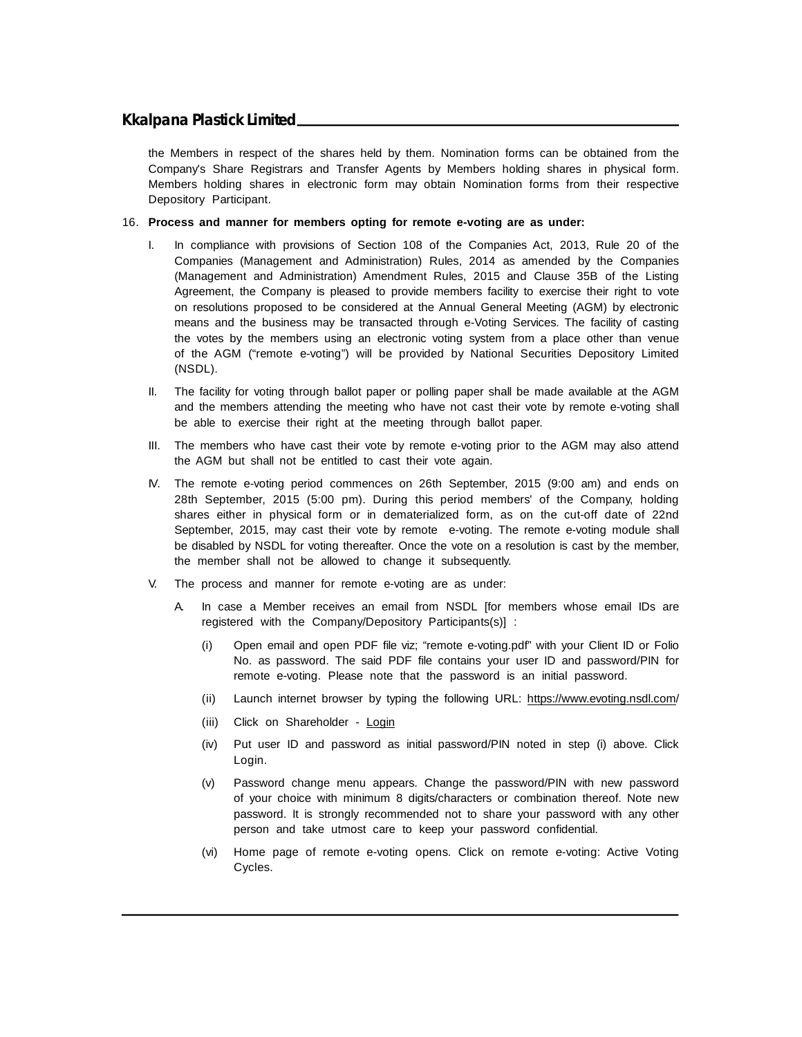the Members in respect of the shares held by them. Nomination forms can be obtained from the Company's Share Registrars and Transfer Agents by Members holding shares in physical form. Members holding shares in electronic form may obtain Nomination forms from their respective Depository Participant.

16. **Process and manner for members opting for remote e-voting are as under:**

I. In compliance with provisions of Section 108 of the Companies Act, 2013, Rule 20 of the Companies (Management and Administration) Rules, 2014 as amended by the Companies (Management and Administration) Amendment Rules, 2015 and Clause 35B of the Listing Agreement, the Company is pleased to provide members facility to exercise their right to vote on resolutions proposed to be considered at the Annual General Meeting (AGM) by electronic means and the business may be transacted through e-Voting Services. The facility of casting the votes by the members using an electronic voting system from a place other than venue of the AGM ("remote e-voting") will be provided by National Securities Depository Limited (NSDL).

II. The facility for voting through ballot paper or polling paper shall be made available at the AGM and the members attending the meeting who have not cast their vote by remote e-voting shall be able to exercise their right at the meeting through ballot paper.

III. The members who have cast their vote by remote e-voting prior to the AGM may also attend the AGM but shall not be entitled to cast their vote again.

IV. The remote e-voting period commences on 26th September, 2015 (9:00 am) and ends on 28th September, 2015 (5:00 pm). During this period members' of the Company, holding shares either in physical form or in dematerialized form, as on the cut-off date of 22nd September, 2015, may cast their vote by remote e-voting. The remote e-voting module shall be disabled by NSDL for voting thereafter. Once the vote on a resolution is cast by the member, the member shall not be allowed to change it subsequently.

V. The process and manner for remote e-voting are as under:

A. In case a Member receives an email from NSDL [for members whose email IDs are registered with the Company/Depository Participants(s)] :

(i) Open email and open PDF file viz; "remote e-voting.pdf" with your Client ID or Folio No. as password. The said PDF file contains your user ID and password/PIN for remote e-voting. Please note that the password is an initial password.

(ii) Launch internet browser by typing the following URL: https://www.evoting.nsdl.com/

(iii) Click on Shareholder - Login

(iv) Put user ID and password as initial password/PIN noted in step (i) above. Click Login.

(v) Password change menu appears. Change the password/PIN with new password of your choice with minimum 8 digits/characters or combination thereof. Note new password. It is strongly recommended not to share your password with any other person and take utmost care to keep your password confidential.

(vi) Home page of remote e-voting opens. Click on remote e-voting: Active Voting Cycles.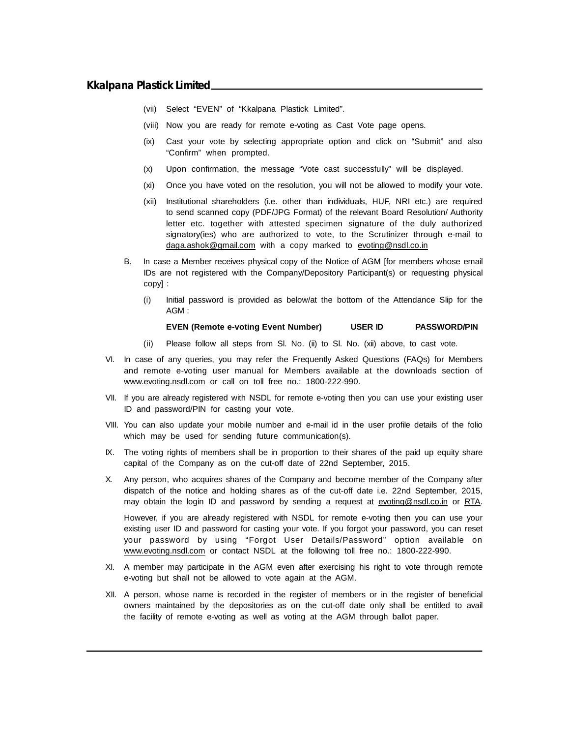(vii) Select “EVEN” of “Kkalpana Plastick Limited”.

(viii) Now you are ready for remote e-voting as Cast Vote page opens.

(ix) Cast your vote by selecting appropriate option and click on “Submit” and also “Confirm” when prompted.

(x) Upon confirmation, the message “Vote cast successfully” will be displayed.

(xi) Once you have voted on the resolution, you will not be allowed to modify your vote.

(xii) Institutional shareholders (i.e. other than individuals, HUF, NRI etc.) are required to send scanned copy (PDF/JPG Format) of the relevant Board Resolution/ Authority letter etc. together with attested specimen signature of the duly authorized signatory(ies) who are authorized to vote, to the Scrutinizer through e-mail to daga.ashok@gmail.com with a copy marked to evoting@nsdl.co.in

B. In case a Member receives physical copy of the Notice of AGM [for members whose email IDs are not registered with the Company/Depository Participant(s) or requesting physical copy] :

(i) Initial password is provided as below/at the bottom of the Attendance Slip for the AGM :

| EVEN (Remote e-voting Event Number) | USER ID | PASSWORD/PIN |
|---|---|---|

(ii) Please follow all steps from Sl. No. (ii) to Sl. No. (xii) above, to cast vote.

VI. In case of any queries, you may refer the Frequently Asked Questions (FAQs) for Members and remote e-voting user manual for Members available at the downloads section of www.evoting.nsdl.com or call on toll free no.: 1800-222-990.

VII. If you are already registered with NSDL for remote e-voting then you can use your existing user ID and password/PIN for casting your vote.

VIII. You can also update your mobile number and e-mail id in the user profile details of the folio which may be used for sending future communication(s).

IX. The voting rights of members shall be in proportion to their shares of the paid up equity share capital of the Company as on the cut-off date of 22nd September, 2015.

X. Any person, who acquires shares of the Company and become member of the Company after dispatch of the notice and holding shares as of the cut-off date i.e. 22nd September, 2015, may obtain the login ID and password by sending a request at evoting@nsdl.co.in or RTA.

However, if you are already registered with NSDL for remote e-voting then you can use your existing user ID and password for casting your vote. If you forgot your password, you can reset your password by using “Forgot User Details/Password” option available on www.evoting.nsdl.com or contact NSDL at the following toll free no.: 1800-222-990.

XI. A member may participate in the AGM even after exercising his right to vote through remote e-voting but shall not be allowed to vote again at the AGM.

XII. A person, whose name is recorded in the register of members or in the register of beneficial owners maintained by the depositories as on the cut-off date only shall be entitled to avail the facility of remote e-voting as well as voting at the AGM through ballot paper.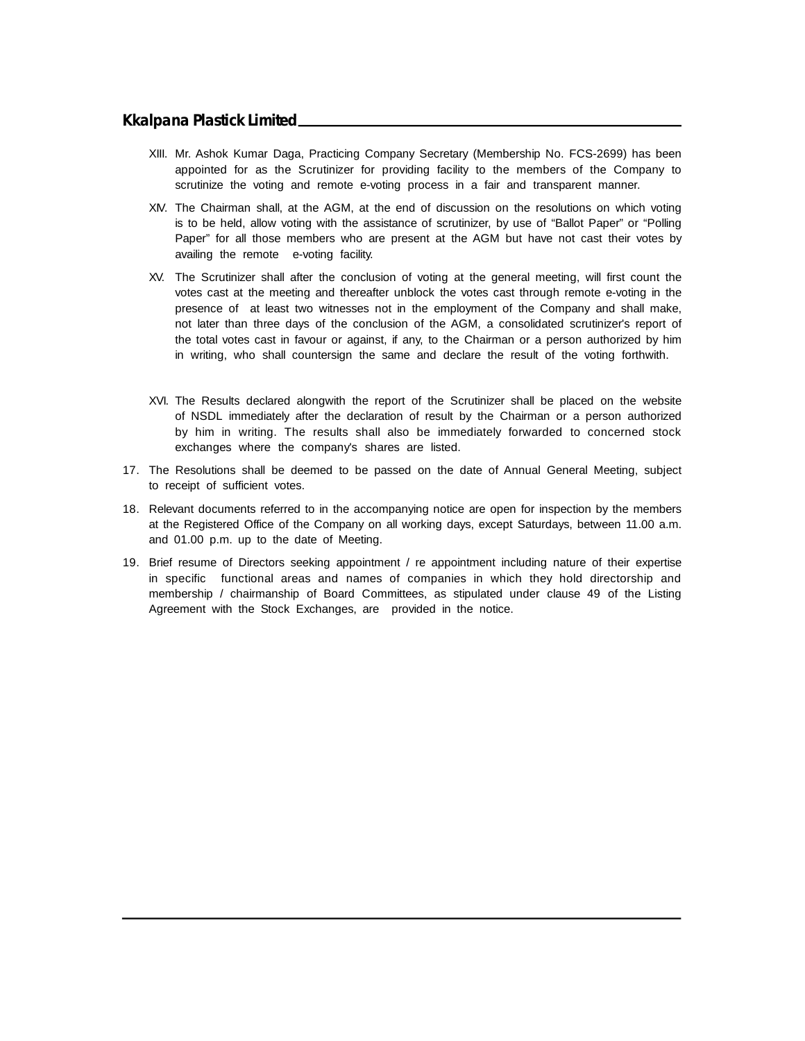XIII. Mr. Ashok Kumar Daga, Practicing Company Secretary (Membership No. FCS-2699) has been appointed for as the Scrutinizer for providing facility to the members of the Company to scrutinize the voting and remote e-voting process in a fair and transparent manner.

XIV. The Chairman shall, at the AGM, at the end of discussion on the resolutions on which voting is to be held, allow voting with the assistance of scrutinizer, by use of "Ballot Paper" or "Polling Paper" for all those members who are present at the AGM but have not cast their votes by availing the remote e-voting facility.

XV. The Scrutinizer shall after the conclusion of voting at the general meeting, will first count the votes cast at the meeting and thereafter unblock the votes cast through remote e-voting in the presence of at least two witnesses not in the employment of the Company and shall make, not later than three days of the conclusion of the AGM, a consolidated scrutinizer's report of the total votes cast in favour or against, if any, to the Chairman or a person authorized by him in writing, who shall countersign the same and declare the result of the voting forthwith.

XVI. The Results declared alongwith the report of the Scrutinizer shall be placed on the website of NSDL immediately after the declaration of result by the Chairman or a person authorized by him in writing. The results shall also be immediately forwarded to concerned stock exchanges where the company's shares are listed.

17. The Resolutions shall be deemed to be passed on the date of Annual General Meeting, subject to receipt of sufficient votes.

18. Relevant documents referred to in the accompanying notice are open for inspection by the members at the Registered Office of the Company on all working days, except Saturdays, between 11.00 a.m. and 01.00 p.m. up to the date of Meeting.

19. Brief resume of Directors seeking appointment / re appointment including nature of their expertise in specific functional areas and names of companies in which they hold directorship and membership / chairmanship of Board Committees, as stipulated under clause 49 of the Listing Agreement with the Stock Exchanges, are provided in the notice.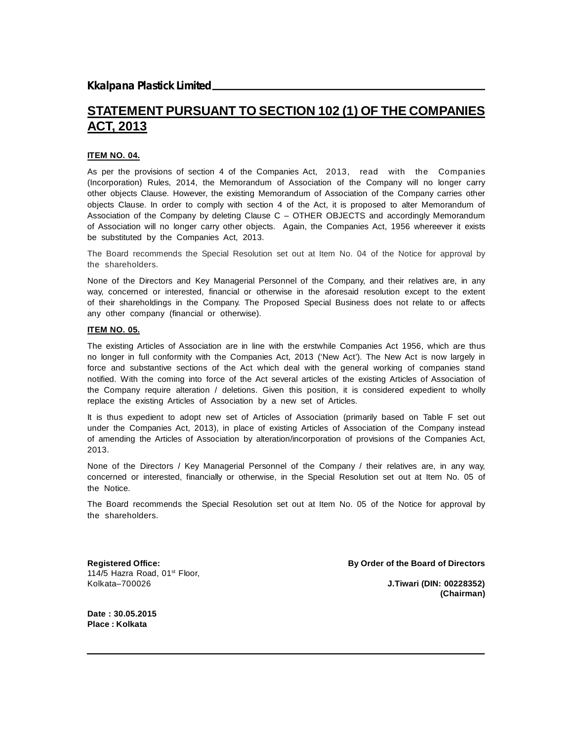**Kkalpana Plastick Limited**

## STATEMENT PURSUANT TO SECTION 102 (1) OF THE COMPANIES ACT, 2013

**ITEM NO. 04.**

As per the provisions of section 4 of the Companies Act, 2013, read with the Companies (Incorporation) Rules, 2014, the Memorandum of Association of the Company will no longer carry other objects Clause. However, the existing Memorandum of Association of the Company carries other objects Clause. In order to comply with section 4 of the Act, it is proposed to alter Memorandum of Association of the Company by deleting Clause C – OTHER OBJECTS and accordingly Memorandum of Association will no longer carry other objects. Again, the Companies Act, 1956 whereever it exists be substituted by the Companies Act, 2013.

The Board recommends the Special Resolution set out at Item No. 04 of the Notice for approval by the shareholders.

None of the Directors and Key Managerial Personnel of the Company, and their relatives are, in any way, concerned or interested, financial or otherwise in the aforesaid resolution except to the extent of their shareholdings in the Company. The Proposed Special Business does not relate to or affects any other company (financial or otherwise).

**ITEM NO. 05.**

The existing Articles of Association are in line with the erstwhile Companies Act 1956, which are thus no longer in full conformity with the Companies Act, 2013 ('New Act'). The New Act is now largely in force and substantive sections of the Act which deal with the general working of companies stand notified. With the coming into force of the Act several articles of the existing Articles of Association of the Company require alteration / deletions. Given this position, it is considered expedient to wholly replace the existing Articles of Association by a new set of Articles.

It is thus expedient to adopt new set of Articles of Association (primarily based on Table F set out under the Companies Act, 2013), in place of existing Articles of Association of the Company instead of amending the Articles of Association by alteration/incorporation of provisions of the Companies Act, 2013.

None of the Directors / Key Managerial Personnel of the Company / their relatives are, in any way, concerned or interested, financially or otherwise, in the Special Resolution set out at Item No. 05 of the Notice.

The Board recommends the Special Resolution set out at Item No. 05 of the Notice for approval by the shareholders.

**Registered Office:**
114/5 Hazra Road, 01st Floor,
Kolkata–700026

**By Order of the Board of Directors**

**J.Tiwari (DIN: 00228352)**
**(Chairman)**

**Date : 30.05.2015**
**Place : Kolkata**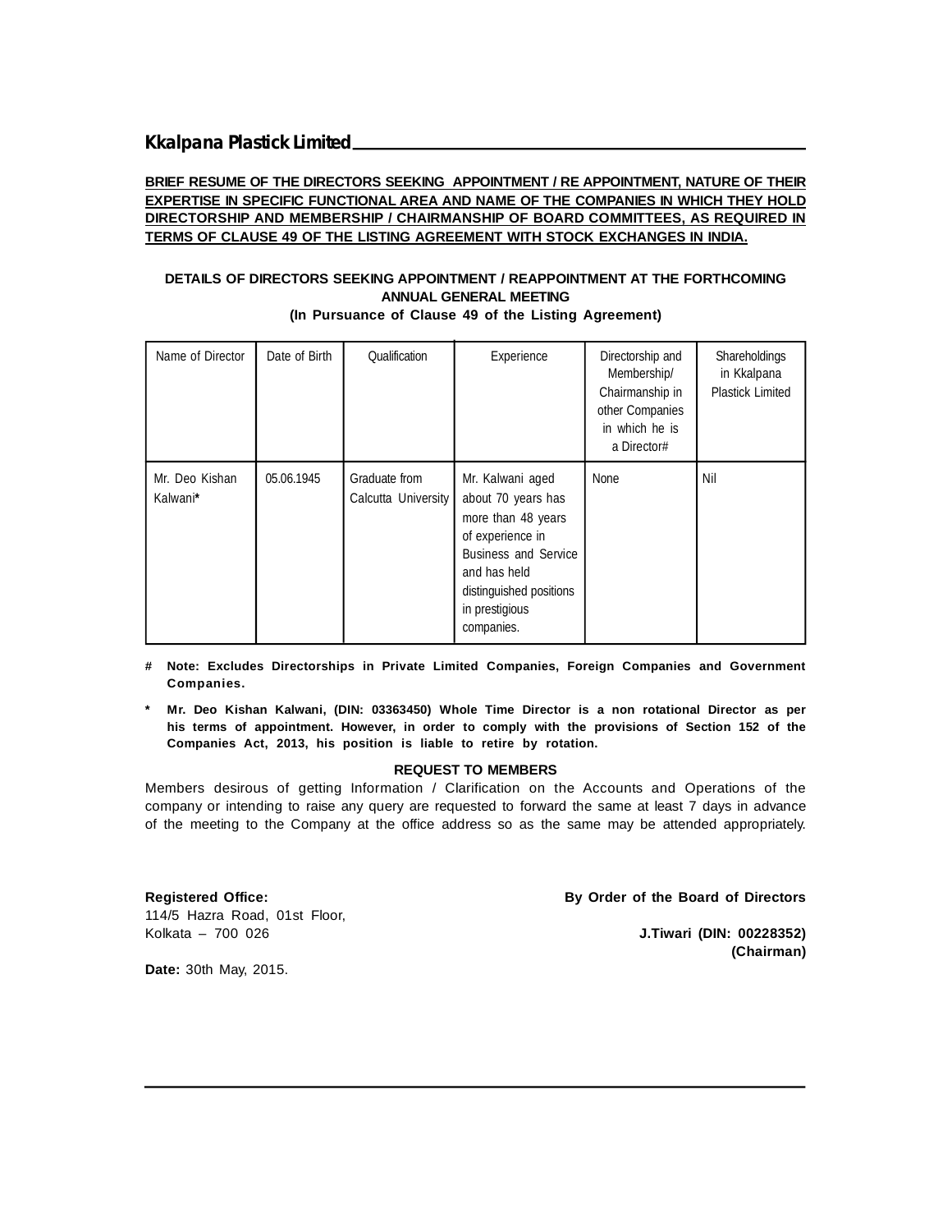**Kkalpana Plastick Limited**

**BRIEF RESUME OF THE DIRECTORS SEEKING APPOINTMENT / RE APPOINTMENT, NATURE OF THEIR EXPERTISE IN SPECIFIC FUNCTIONAL AREA AND NAME OF THE COMPANIES IN WHICH THEY HOLD DIRECTORSHIP AND MEMBERSHIP / CHAIRMANSHIP OF BOARD COMMITTEES, AS REQUIRED IN TERMS OF CLAUSE 49 OF THE LISTING AGREEMENT WITH STOCK EXCHANGES IN INDIA.**

**DETAILS OF DIRECTORS SEEKING APPOINTMENT / REAPPOINTMENT AT THE FORTHCOMING ANNUAL GENERAL MEETING**

**(In Pursuance of Clause 49 of the Listing Agreement)**

| Name of Director | Date of Birth | Qualification | Experience | Directorship and Membership/ Chairmanship in other Companies in which he is a Director# | Shareholdings in Kkalpana Plastick Limited |
|---|---|---|---|---|---|
| Mr. Deo Kishan Kalwani* | 05.06.1945 | Graduate from Calcutta University | Mr. Kalwani aged about 70 years has more than 48 years of experience in Business and Service and has held distinguished positions in prestigious companies. | None | Nil |

**# Note: Excludes Directorships in Private Limited Companies, Foreign Companies and Government Companies.**

**\* Mr. Deo Kishan Kalwani, (DIN: 03363450) Whole Time Director is a non rotational Director as per his terms of appointment. However, in order to comply with the provisions of Section 152 of the Companies Act, 2013, his position is liable to retire by rotation.**

**REQUEST TO MEMBERS**

Members desirous of getting Information / Clarification on the Accounts and Operations of the company or intending to raise any query are requested to forward the same at least 7 days in advance of the meeting to the Company at the office address so as the same may be attended appropriately.

**Registered Office:**
114/5 Hazra Road, 01st Floor,
Kolkata – 700 026

**Date:** 30th May, 2015.

**By Order of the Board of Directors**

**J.Tiwari (DIN: 00228352)**
**(Chairman)**